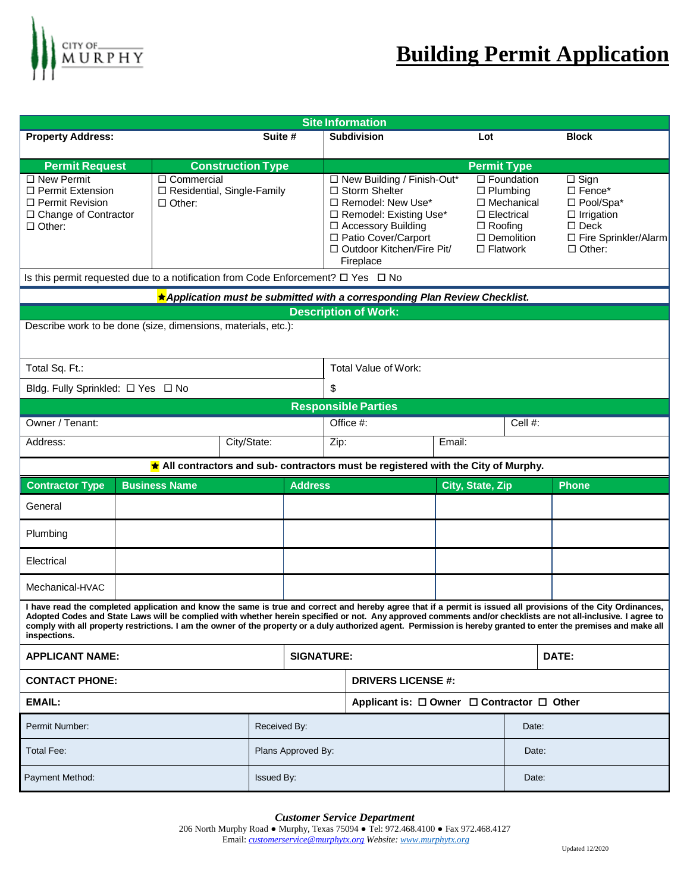CITY OF MURPHY

# Building Permit Application

## Site Information

| Property Address: | Suite # | Subdivision | Lot | Block |
|---|---|---|---|---|
| | | | | |

| Permit Request | Construction Type | Permit Type | | |
|---|---|---|---|---|
| ☐ New Permit<br>☐ Permit Extension<br>☐ Permit Revision<br>☐ Change of Contractor<br>☐ Other: | ☐ Commercial<br>☐ Residential, Single-Family<br>☐ Other: | ☐ New Building / Finish-Out*<br>☐ Storm Shelter<br>☐ Remodel: New Use*<br>☐ Remodel: Existing Use*<br>☐ Accessory Building<br>☐ Patio Cover/Carport<br>☐ Outdoor Kitchen/Fire Pit/ Fireplace | ☐ Foundation<br>☐ Plumbing<br>☐ Mechanical<br>☐ Electrical<br>☐ Roofing<br>☐ Demolition<br>☐ Flatwork | ☐ Sign<br>☐ Fence*<br>☐ Pool/Spa*<br>☐ Irrigation<br>☐ Deck<br>☐ Fire Sprinkler/Alarm<br>☐ Other: |

Is this permit requested due to a notification from Code Enforcement? ☐ Yes ☐ No

★***Application must be submitted with a corresponding Plan Review Checklist.***

## Description of Work:

Describe work to be done (size, dimensions, materials, etc.):

| Total Sq. Ft.: | Total Value of Work: |
|---|---|
| Bldg. Fully Sprinkled: ☐ Yes ☐ No | $ |

## Responsible Parties

| Owner / Tenant: | | Office #: | | Cell #: |
|---|---|---|---|---|
| Address: | City/State: | Zip: | Email: | |

★ **All contractors and sub- contractors must be registered with the City of Murphy.**

| Contractor Type | Business Name | Address | City, State, Zip | Phone |
|---|---|---|---|---|
| General | | | | |
| Plumbing | | | | |
| Electrical | | | | |
| Mechanical-HVAC | | | | |

**I have read the completed application and know the same is true and correct and hereby agree that if a permit is issued all provisions of the City Ordinances, Adopted Codes and State Laws will be complied with whether herein specified or not. Any approved comments and/or checklists are not all-inclusive. I agree to comply with all property restrictions. I am the owner of the property or a duly authorized agent. Permission is hereby granted to enter the premises and make all inspections.**

| APPLICANT NAME: | SIGNATURE: | DATE: |
|---|---|---|
| **CONTACT PHONE:** | **DRIVERS LICENSE #:** | |
| **EMAIL:** | **Applicant is:** ☐ **Owner** ☐ **Contractor** ☐ **Other** | |

| Permit Number: | Received By: | Date: |
|---|---|---|
| Total Fee: | Plans Approved By: | Date: |
| Payment Method: | Issued By: | Date: |

***Customer Service Department***
206 North Murphy Road ● Murphy, Texas 75094 ● Tel: 972.468.4100 ● Fax 972.468.4127
Email: *customerservice@murphytx.org* *Website:* *www.murphytx.org*

Updated 12/2020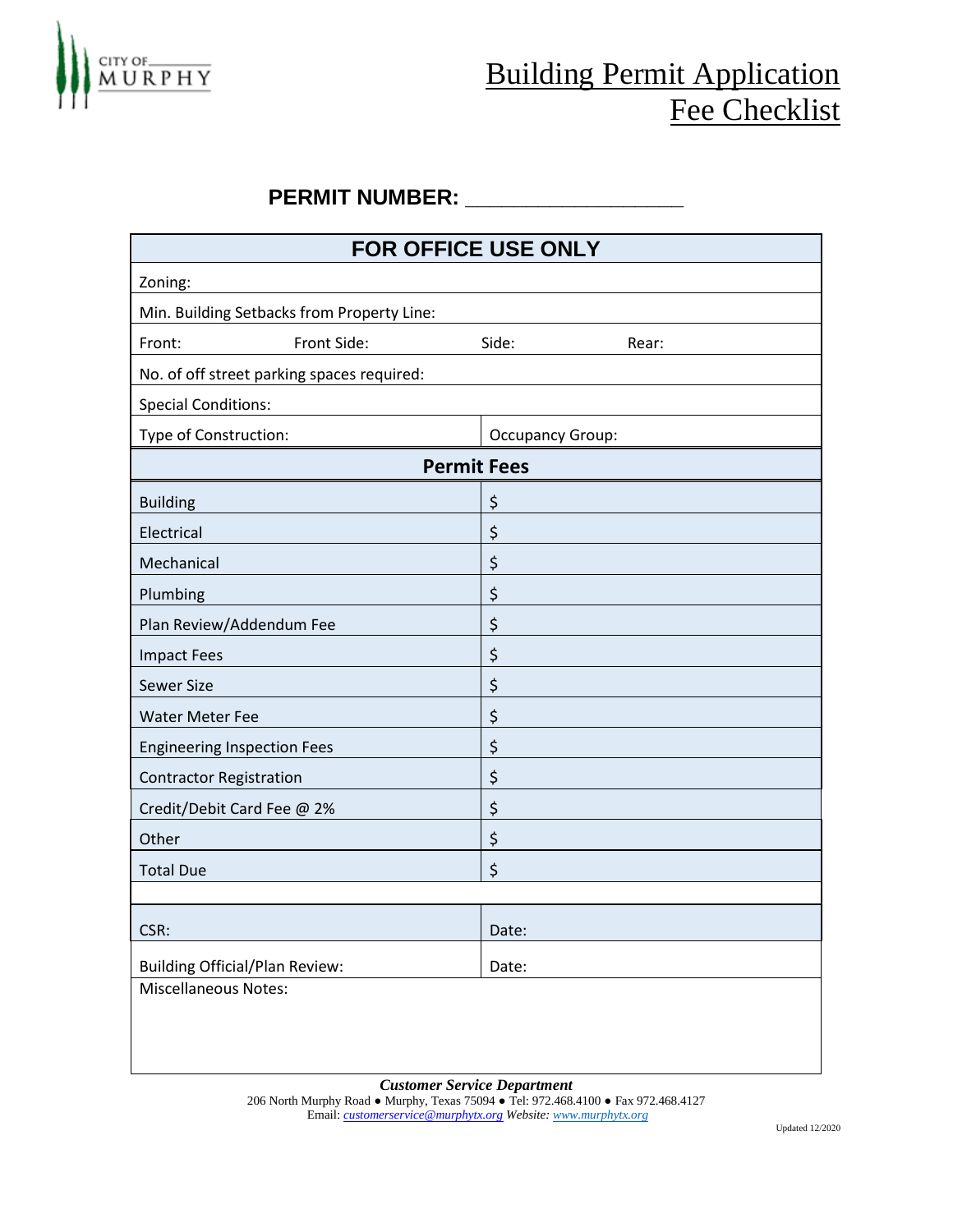CITY OF MURPHY

# Building Permit Application Fee Checklist

**PERMIT NUMBER: ___________________**

| FOR OFFICE USE ONLY | | | |
|---|---|---|---|
| Zoning: | | | |
| Min. Building Setbacks from Property Line: | | | |
| Front: | Front Side: | Side: | Rear: |
| No. of off street parking spaces required: | | | |
| Special Conditions: | | | |
| Type of Construction: | | Occupancy Group: | |

| Permit Fees | |
|---|---|
| Building | $ |
| Electrical | $ |
| Mechanical | $ |
| Plumbing | $ |
| Plan Review/Addendum Fee | $ |
| Impact Fees | $ |
| Sewer Size | $ |
| Water Meter Fee | $ |
| Engineering Inspection Fees | $ |
| Contractor Registration | $ |
| Credit/Debit Card Fee @ 2% | $ |
| Other | $ |
| Total Due | $ |

| | |
|---|---|
| CSR: | Date: |
| Building Official/Plan Review: | Date: |

Miscellaneous Notes:

***Customer Service Department***
206 North Murphy Road ● Murphy, Texas 75094 ● Tel: 972.468.4100 ● Fax 972.468.4127
Email: *customerservice@murphytx.org* *Website: www.murphytx.org*

Updated 12/2020